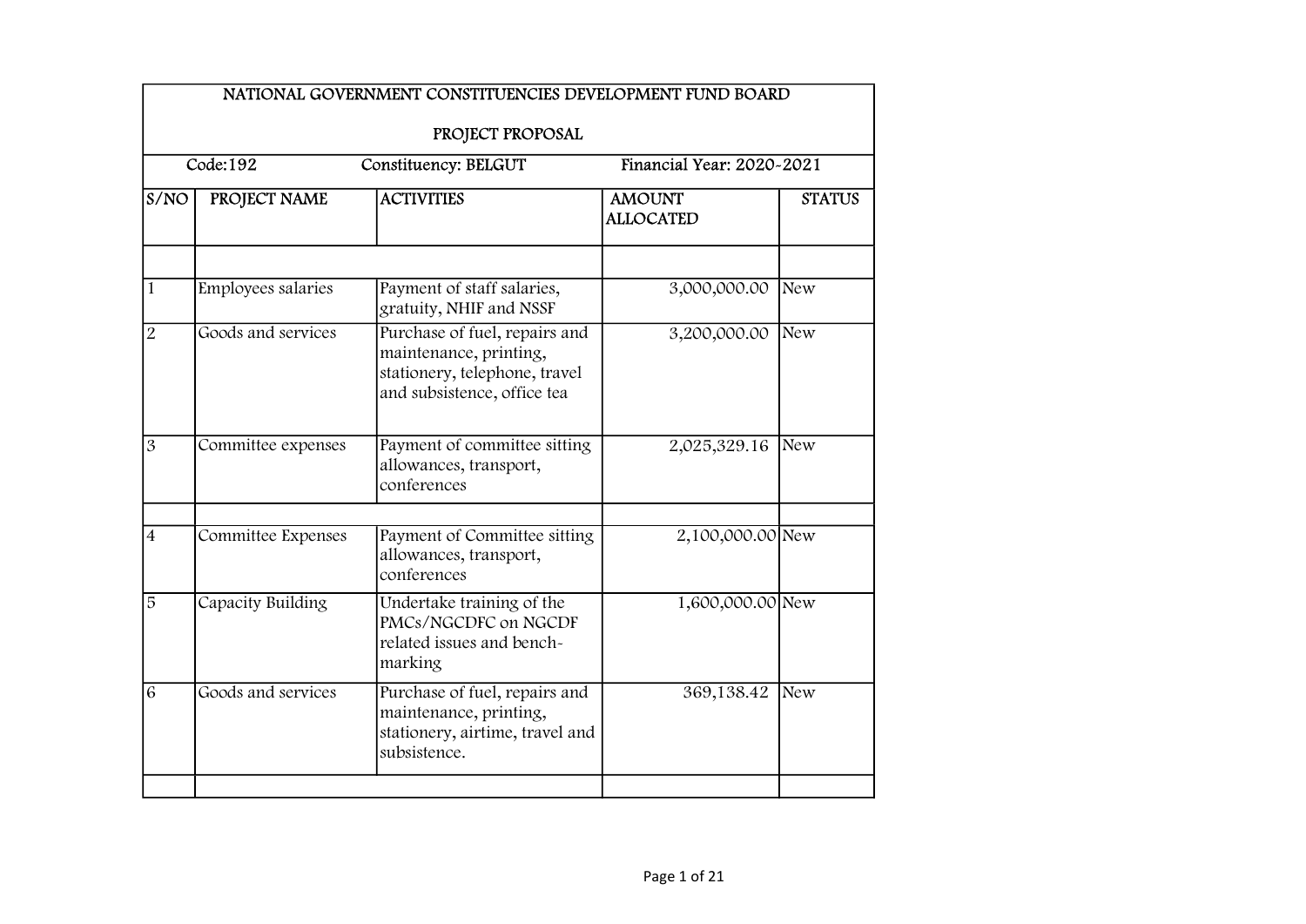| NATIONAL GOVERNMENT CONSTITUENCIES DEVELOPMENT FUND BOARD | | | | |
|---|---|---|---|---|
| PROJECT PROPOSAL | | | | |
| Code:192 | Constituency: BELGUT | | Financial Year: 2020-2021 | |
| S/NO | PROJECT NAME | ACTIVITIES | AMOUNT ALLOCATED | STATUS |
| | | | | |
| 1 | Employees salaries | Payment of staff salaries, gratuity, NHIF and NSSF | 3,000,000.00 | New |
| 2 | Goods and services | Purchase of fuel, repairs and maintenance, printing, stationery, telephone, travel and subsistence, office tea | 3,200,000.00 | New |
| 3 | Committee expenses | Payment of committee sitting allowances, transport, conferences | 2,025,329.16 | New |
| | | | | |
| 4 | Committee Expenses | Payment of Committee sitting allowances, transport, conferences | 2,100,000.00 | New |
| 5 | Capacity Building | Undertake training of the PMCs/NGCDFC on NGCDF related issues and bench-marking | 1,600,000.00 | New |
| 6 | Goods and services | Purchase of fuel, repairs and maintenance, printing, stationery, airtime, travel and subsistence. | 369,138.42 | New |
| | | | | |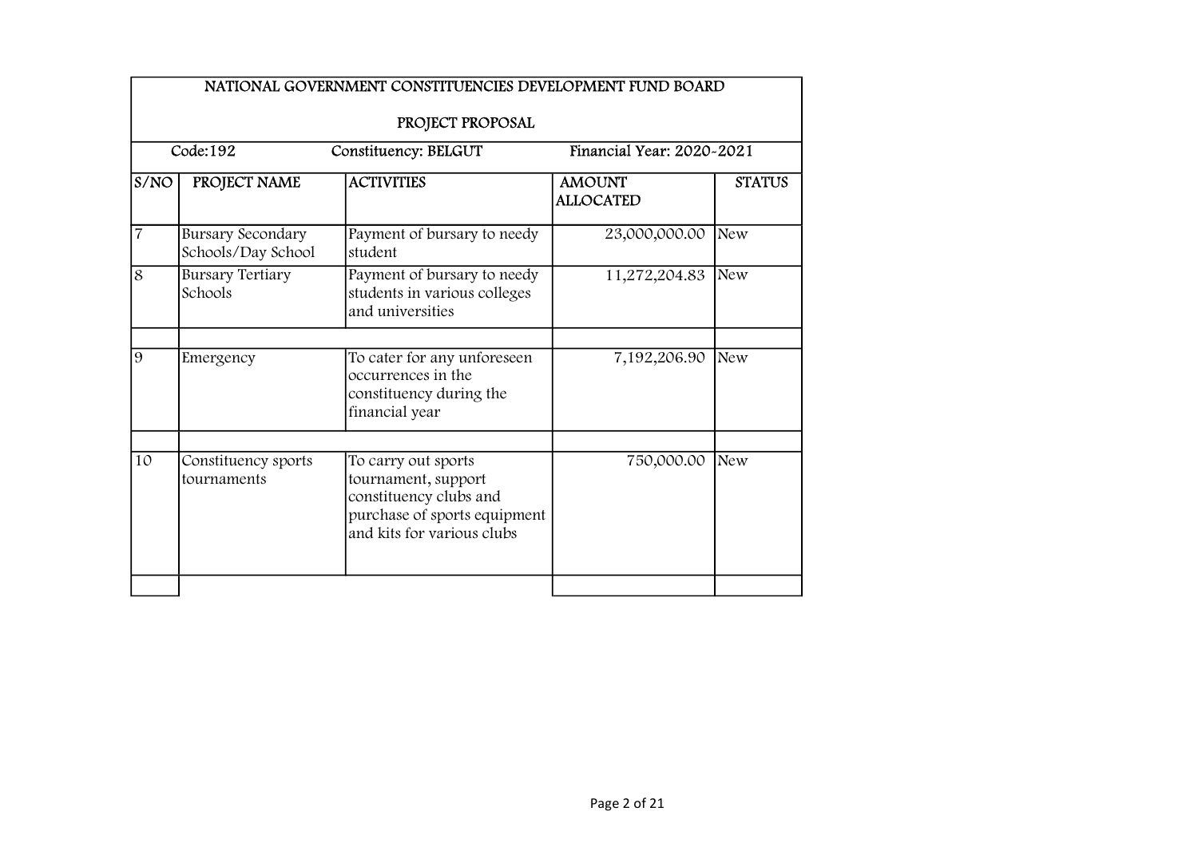# NATIONAL GOVERNMENT CONSTITUENCIES DEVELOPMENT FUND BOARD

## PROJECT PROPOSAL

Code:192 | Constituency: BELGUT | Financial Year: 2020-2021

| S/NO | PROJECT NAME | ACTIVITIES | AMOUNT ALLOCATED | STATUS |
|---|---|---|---|---|
| 7 | Bursary Secondary Schools/Day School | Payment of bursary to needy student | 23,000,000.00 | New |
| 8 | Bursary Tertiary Schools | Payment of bursary to needy students in various colleges and universities | 11,272,204.83 | New |
| | | | | |
| 9 | Emergency | To cater for any unforeseen occurrences in the constituency during the financial year | 7,192,206.90 | New |
| | | | | |
| 10 | Constituency sports tournaments | To carry out sports tournament, support constituency clubs and purchase of sports equipment and kits for various clubs | 750,000.00 | New |
| | | | | |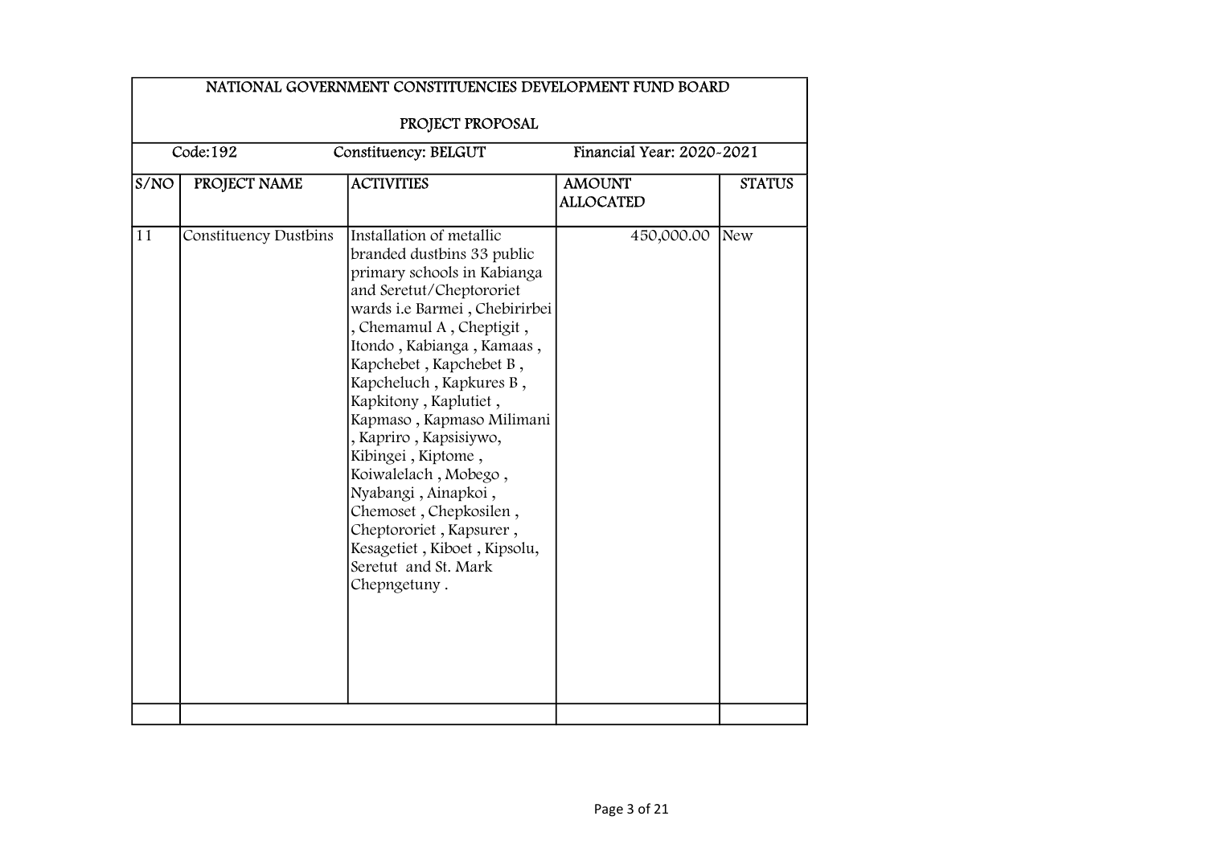| NATIONAL GOVERNMENT CONSTITUENCIES DEVELOPMENT FUND BOARD | | | | |
|---|---|---|---|---|
| PROJECT PROPOSAL | | | | |
| Code:192 | | Constituency: BELGUT | Financial Year: 2020-2021 | |
| S/NO | PROJECT NAME | ACTIVITIES | AMOUNT ALLOCATED | STATUS |
| 11 | Constituency Dustbins | Installation of metallic branded dustbins 33 public primary schools in Kabianga and Seretut/Cheptororiet wards i.e Barmei , Chebirirbei , Chemamul A , Cheptigit , Itondo , Kabianga , Kamaas , Kapchebet , Kapchebet B , Kapcheluch , Kapkures B , Kapkitony , Kaplutiet , Kapmaso , Kapmaso Milimani , Kapriro , Kapsisiywo, Kibingei , Kiptome , Koiwalelach , Mobego , Nyabangi , Ainapkoi , Chemoset , Chepkosilen , Cheptororiet , Kapsurer , Kesagetiet , Kiboet , Kipsolu, Seretut and St. Mark Chepngetuny . | 450,000.00 | New |
| | | | | |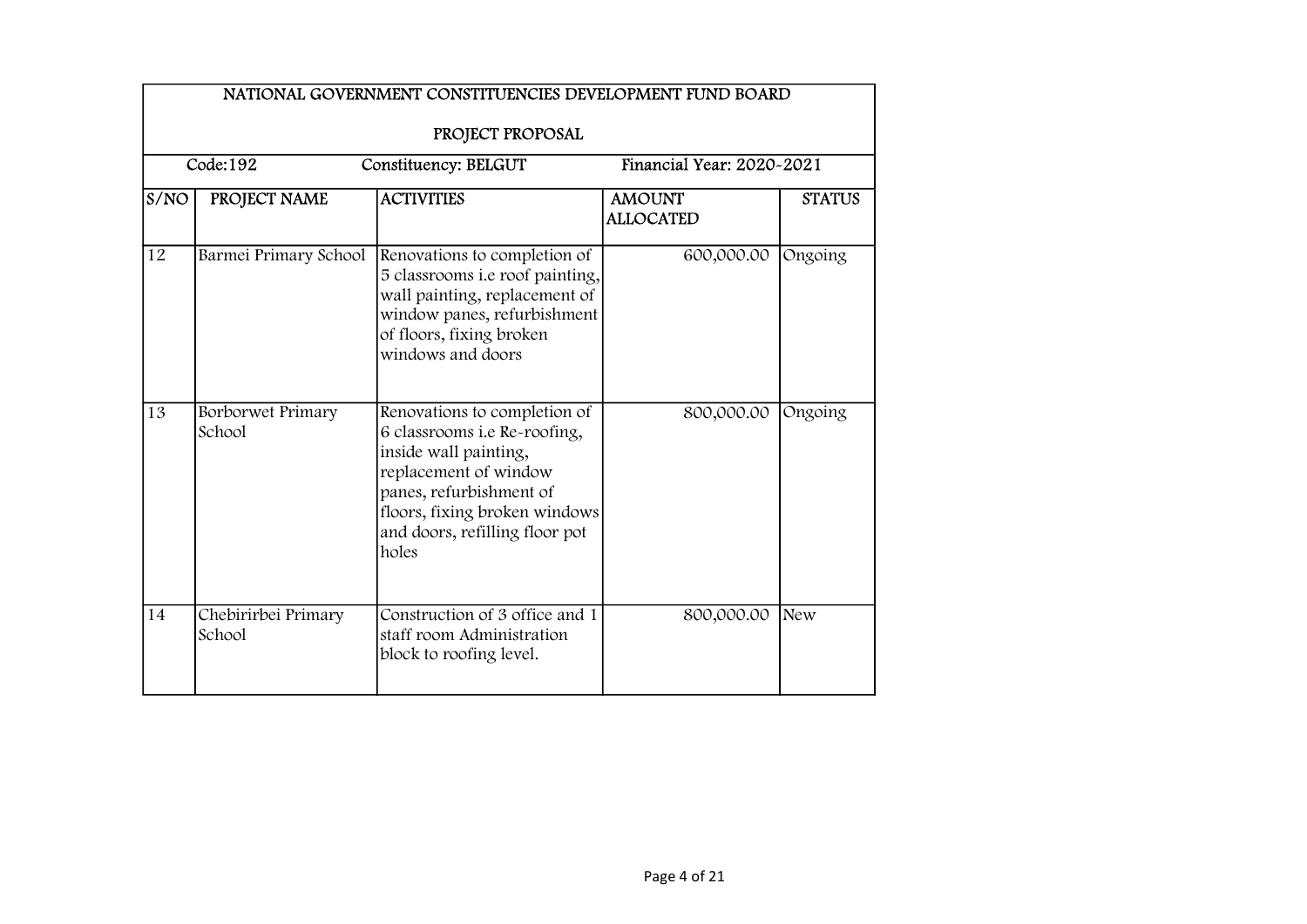| NATIONAL GOVERNMENT CONSTITUENCIES DEVELOPMENT FUND BOARD | | | | |
|---|---|---|---|---|
| PROJECT PROPOSAL | | | | |
| Code:192 | Constituency: BELGUT | | Financial Year: 2020-2021 | |
| S/NO | PROJECT NAME | ACTIVITIES | AMOUNT ALLOCATED | STATUS |
| 12 | Barmei Primary School | Renovations to completion of 5 classrooms i.e roof painting, wall painting, replacement of window panes, refurbishment of floors, fixing broken windows and doors | 600,000.00 | Ongoing |
| 13 | Borborwet Primary School | Renovations to completion of 6 classrooms i.e Re-roofing, inside wall painting, replacement of window panes, refurbishment of floors, fixing broken windows and doors, refilling floor pot holes | 800,000.00 | Ongoing |
| 14 | Chebirirbei Primary School | Construction of 3 office and 1 staff room Administration block to roofing level. | 800,000.00 | New |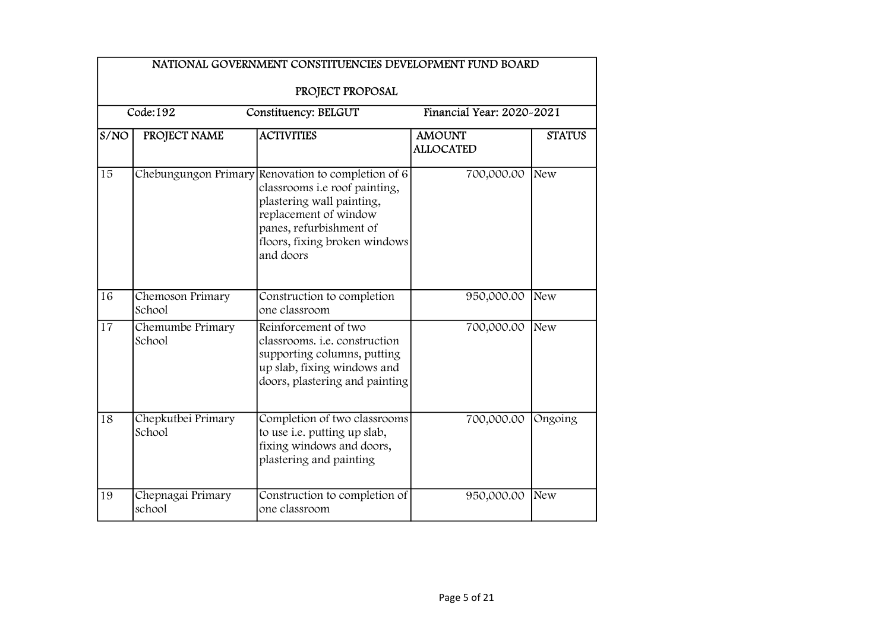| NATIONAL GOVERNMENT CONSTITUENCIES DEVELOPMENT FUND BOARD | | | | |
|---|---|---|---|---|
| PROJECT PROPOSAL | | | | |
| Code:192 | Constituency: BELGUT | | Financial Year: 2020-2021 | |
| S/NO | PROJECT NAME | ACTIVITIES | AMOUNT ALLOCATED | STATUS |
| 15 | Chebungungon Primary | Renovation to completion of 6 classrooms i.e roof painting, plastering wall painting, replacement of window panes, refurbishment of floors, fixing broken windows and doors | 700,000.00 | New |
| 16 | Chemoson Primary School | Construction to completion one classroom | 950,000.00 | New |
| 17 | Chemumbe Primary School | Reinforcement of two classrooms. i.e. construction supporting columns, putting up slab, fixing windows and doors, plastering and painting | 700,000.00 | New |
| 18 | Chepkutbei Primary School | Completion of two classrooms to use i.e. putting up slab, fixing windows and doors, plastering and painting | 700,000.00 | Ongoing |
| 19 | Chepnagai Primary school | Construction to completion of one classroom | 950,000.00 | New |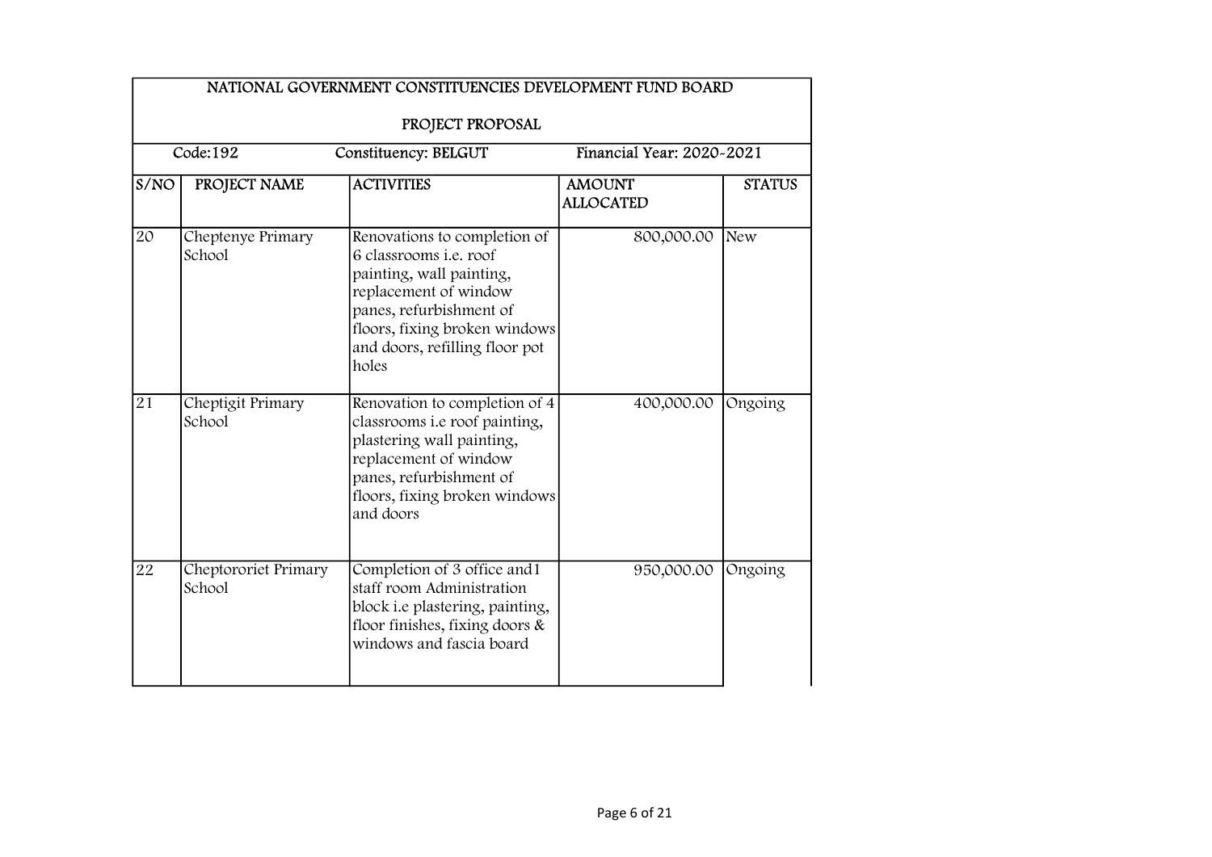| NATIONAL GOVERNMENT CONSTITUENCIES DEVELOPMENT FUND BOARD | | | | |
|---|---|---|---|---|
| PROJECT PROPOSAL | | | | |
| Code:192 | Constituency: BELGUT | | Financial Year: 2020-2021 | |
| S/NO | PROJECT NAME | ACTIVITIES | AMOUNT ALLOCATED | STATUS |
| 20 | Cheptenye Primary School | Renovations to completion of 6 classrooms i.e. roof painting, wall painting, replacement of window panes, refurbishment of floors, fixing broken windows and doors, refilling floor pot holes | 800,000.00 | New |
| 21 | Cheptigit Primary School | Renovation to completion of 4 classrooms i.e roof painting, plastering wall painting, replacement of window panes, refurbishment of floors, fixing broken windows and doors | 400,000.00 | Ongoing |
| 22 | Chepterorient Primary School | Completion of 3 office and1 staff room Administration block i.e plastering, painting, floor finishes, fixing doors & windows and fascia board | 950,000.00 | Ongoing |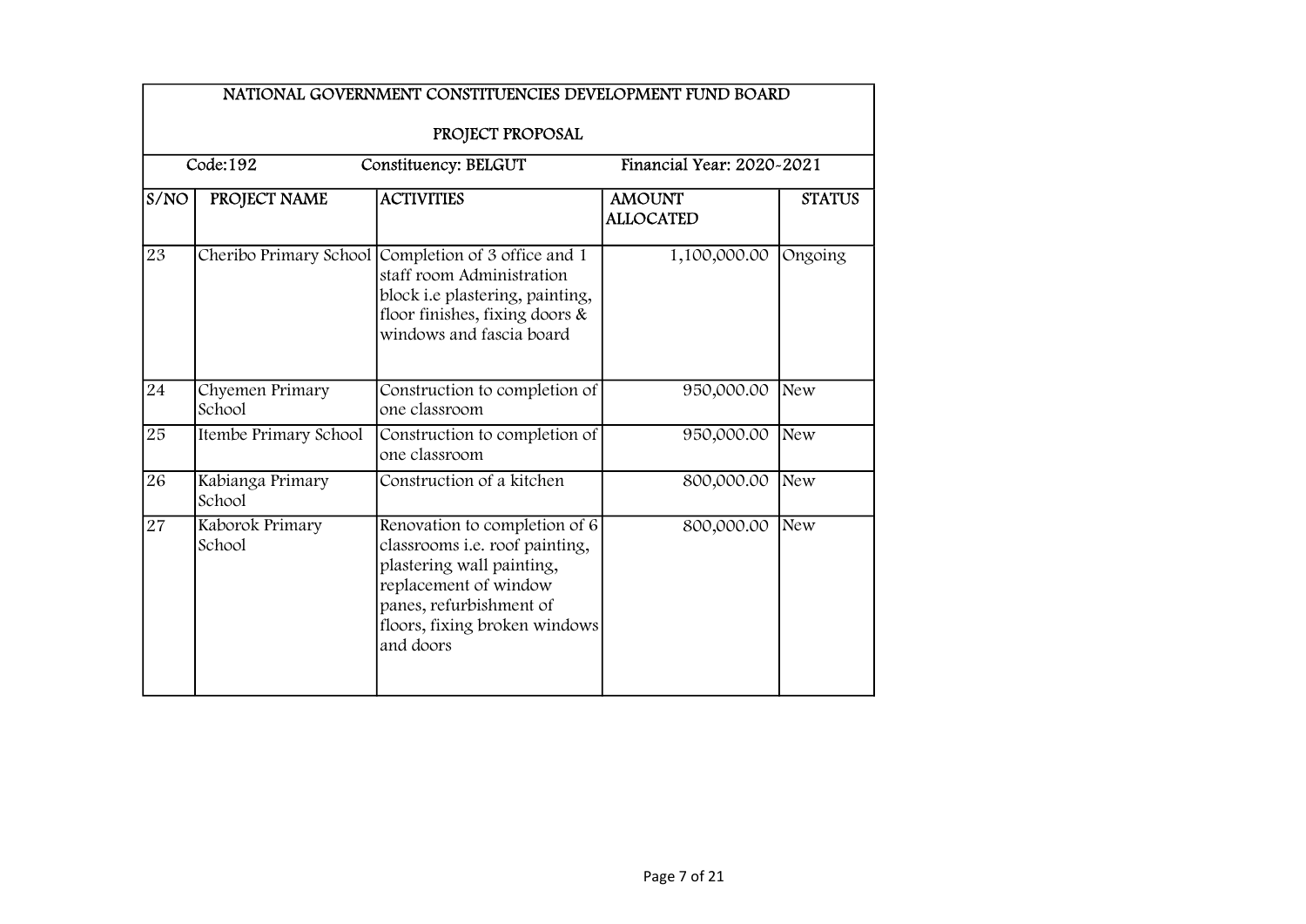## NATIONAL GOVERNMENT CONSTITUENCIES DEVELOPMENT FUND BOARD

### PROJECT PROPOSAL

Code:192 | Constituency: BELGUT | Financial Year: 2020-2021

| S/NO | PROJECT NAME | ACTIVITIES | AMOUNT ALLOCATED | STATUS |
|---|---|---|---|---|
| 23 | Cheribo Primary School | Completion of 3 office and 1 staff room Administration block i.e plastering, painting, floor finishes, fixing doors & windows and fascia board | 1,100,000.00 | Ongoing |
| 24 | Chyemen Primary School | Construction to completion of one classroom | 950,000.00 | New |
| 25 | Itembe Primary School | Construction to completion of one classroom | 950,000.00 | New |
| 26 | Kabianga Primary School | Construction of a kitchen | 800,000.00 | New |
| 27 | Kaborok Primary School | Renovation to completion of 6 classrooms i.e. roof painting, plastering wall painting, replacement of window panes, refurbishment of floors, fixing broken windows and doors | 800,000.00 | New |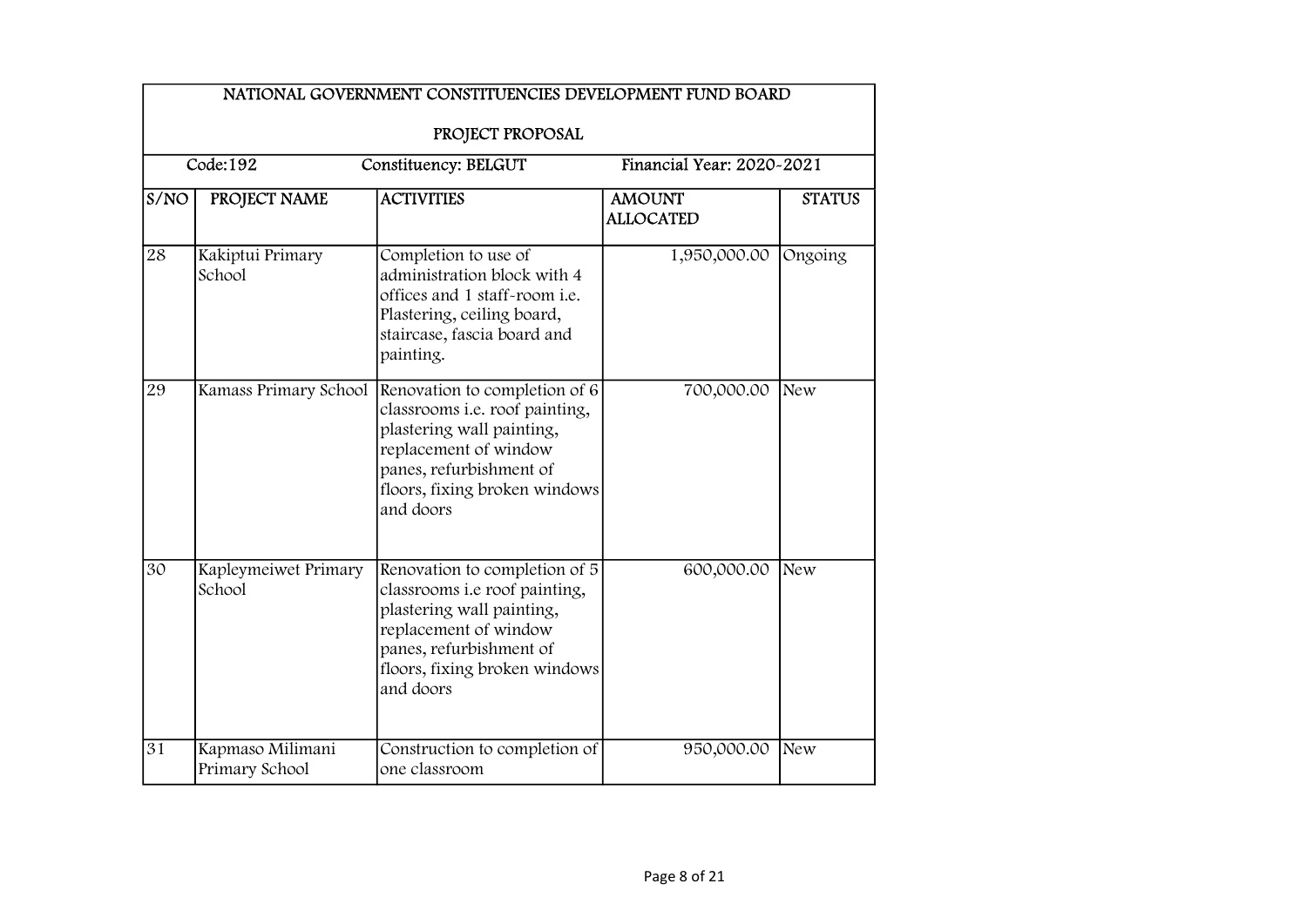| NATIONAL GOVERNMENT CONSTITUENCIES DEVELOPMENT FUND BOARD | | | | |
|---|---|---|---|---|
| PROJECT PROPOSAL | | | | |
| Code:192 | Constituency: BELGUT | | Financial Year: 2020-2021 | |
| S/NO | PROJECT NAME | ACTIVITIES | AMOUNT ALLOCATED | STATUS |
| 28 | Kakiptui Primary School | Completion to use of administration block with 4 offices and 1 staff-room i.e. Plastering, ceiling board, staircase, fascia board and painting. | 1,950,000.00 | Ongoing |
| 29 | Kamass Primary School | Renovation to completion of 6 classrooms i.e. roof painting, plastering wall painting, replacement of window panes, refurbishment of floors, fixing broken windows and doors | 700,000.00 | New |
| 30 | Kapleymeiwet Primary School | Renovation to completion of 5 classrooms i.e roof painting, plastering wall painting, replacement of window panes, refurbishment of floors, fixing broken windows and doors | 600,000.00 | New |
| 31 | Kapmaso Milimani Primary School | Construction to completion of one classroom | 950,000.00 | New |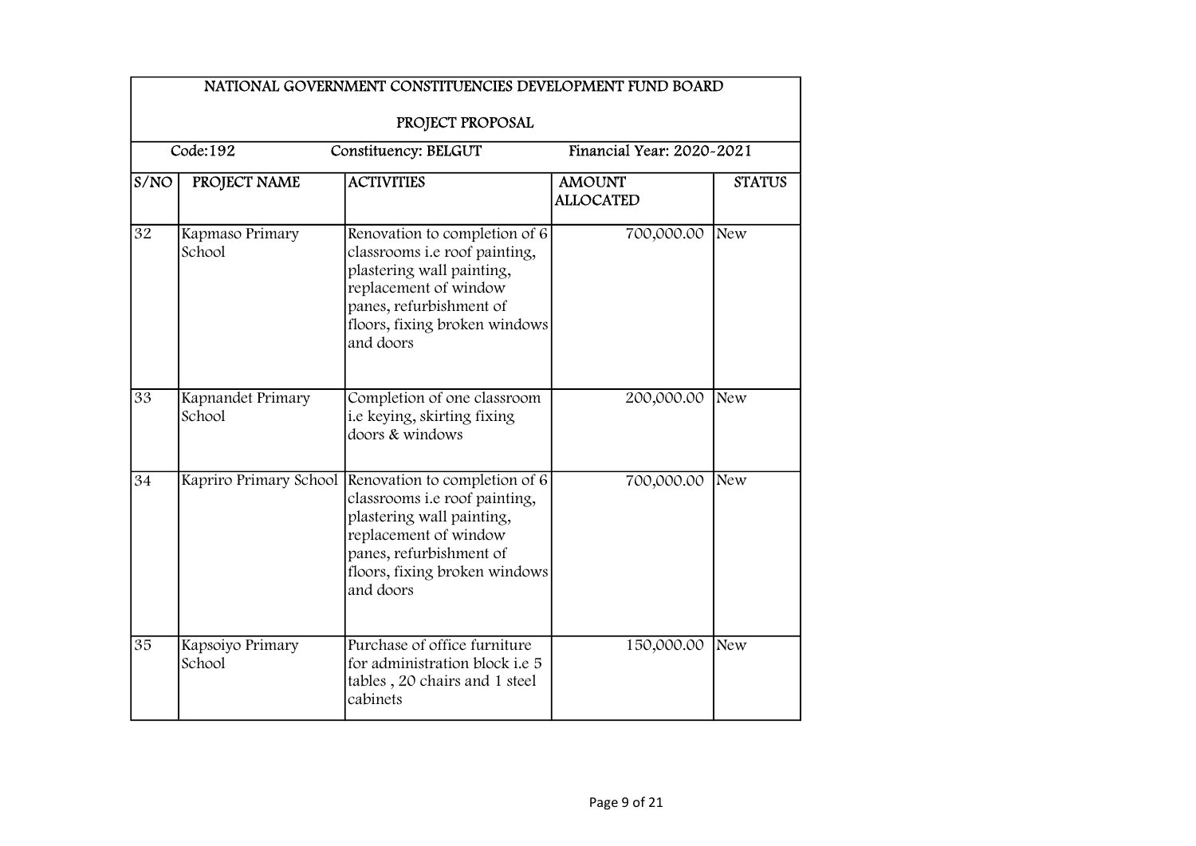| NATIONAL GOVERNMENT CONSTITUENCIES DEVELOPMENT FUND BOARD | | | | |
|---|---|---|---|---|
| PROJECT PROPOSAL | | | | |
| Code:192 | | Constituency: BELGUT | Financial Year: 2020-2021 | |
| S/NO | PROJECT NAME | ACTIVITIES | AMOUNT ALLOCATED | STATUS |
| 32 | Kapmaso Primary School | Renovation to completion of 6 classrooms i.e roof painting, plastering wall painting, replacement of window panes, refurbishment of floors, fixing broken windows and doors | 700,000.00 | New |
| 33 | Kapnandet Primary School | Completion of one classroom i.e keying, skirting fixing doors & windows | 200,000.00 | New |
| 34 | Kapriro Primary School | Renovation to completion of 6 classrooms i.e roof painting, plastering wall painting, replacement of window panes, refurbishment of floors, fixing broken windows and doors | 700,000.00 | New |
| 35 | Kapsoiyo Primary School | Purchase of office furniture for administration block i.e 5 tables , 20 chairs and 1 steel cabinets | 150,000.00 | New |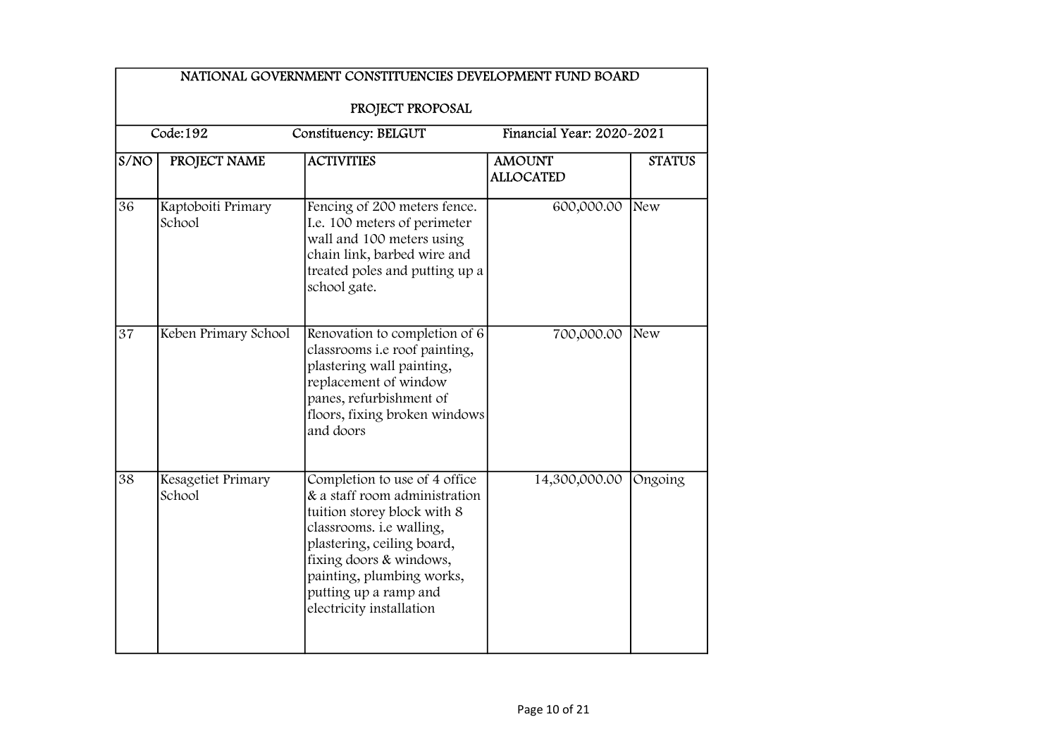## NATIONAL GOVERNMENT CONSTITUENCIES DEVELOPMENT FUND BOARD

### PROJECT PROPOSAL

Code:192 | Constituency: BELGUT | Financial Year: 2020-2021

| S/NO | PROJECT NAME | ACTIVITIES | AMOUNT ALLOCATED | STATUS |
|---|---|---|---|---|
| 36 | Kaptoboiti Primary School | Fencing of 200 meters fence. I.e. 100 meters of perimeter wall and 100 meters using chain link, barbed wire and treated poles and putting up a school gate. | 600,000.00 | New |
| 37 | Keben Primary School | Renovation to completion of 6 classrooms i.e roof painting, plastering wall painting, replacement of window panes, refurbishment of floors, fixing broken windows and doors | 700,000.00 | New |
| 38 | Kesagetiet Primary School | Completion to use of 4 office & a staff room administration tuition storey block with 8 classrooms. i.e walling, plastering, ceiling board, fixing doors & windows, painting, plumbing works, putting up a ramp and electricity installation | 14,300,000.00 | Ongoing |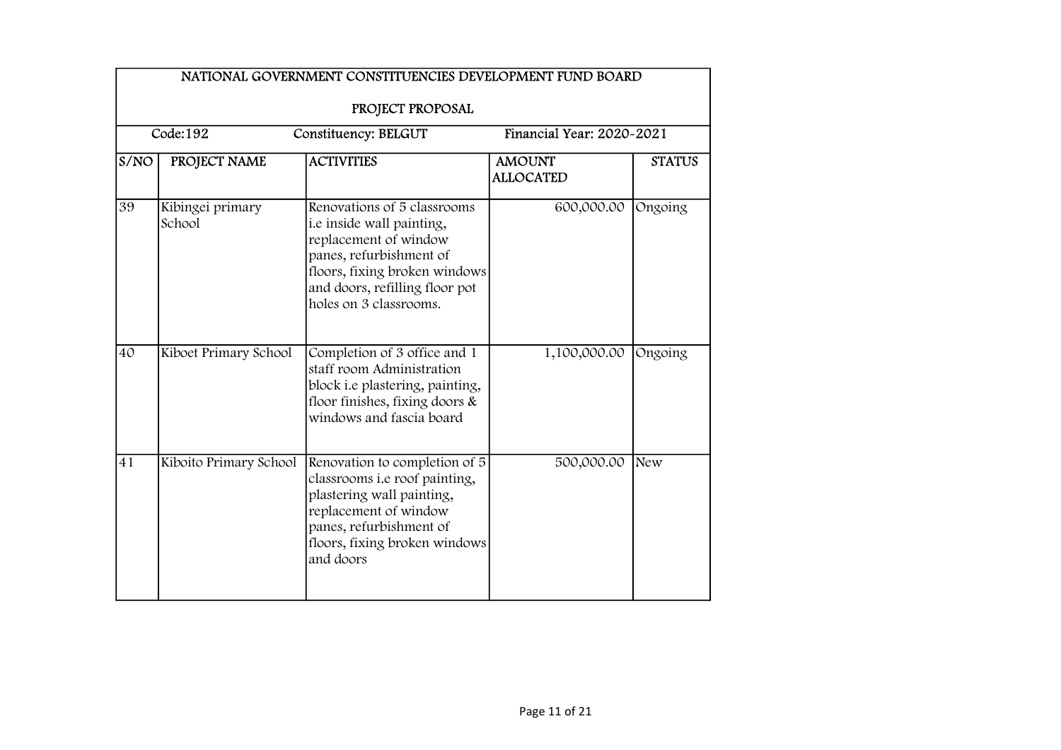| NATIONAL GOVERNMENT CONSTITUENCIES DEVELOPMENT FUND BOARD | | | | |
|---|---|---|---|---|
| PROJECT PROPOSAL | | | | |
| Code:192 | Constituency: BELGUT | | Financial Year: 2020-2021 | |
| S/NO | PROJECT NAME | ACTIVITIES | AMOUNT ALLOCATED | STATUS |
| 39 | Kibingei primary School | Renovations of 5 classrooms i.e inside wall painting, replacement of window panes, refurbishment of floors, fixing broken windows and doors, refilling floor pot holes on 3 classrooms. | 600,000.00 | Ongoing |
| 40 | Kiboet Primary School | Completion of 3 office and 1 staff room Administration block i.e plastering, painting, floor finishes, fixing doors & windows and fascia board | 1,100,000.00 | Ongoing |
| 41 | Kiboito Primary School | Renovation to completion of 5 classrooms i.e roof painting, plastering wall painting, replacement of window panes, refurbishment of floors, fixing broken windows and doors | 500,000.00 | New |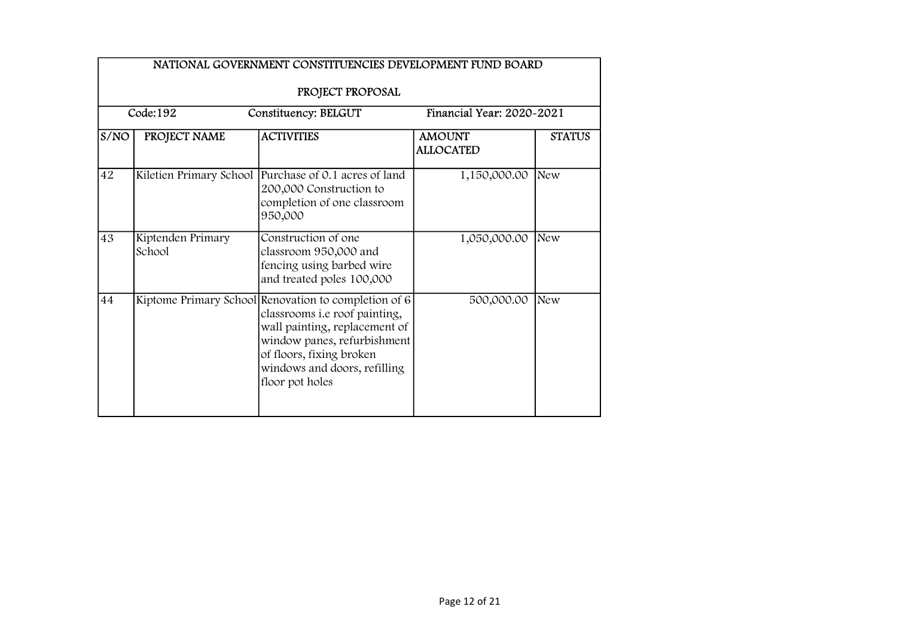| NATIONAL GOVERNMENT CONSTITUENCIES DEVELOPMENT FUND BOARD | | | | |
|---|---|---|---|---|
| PROJECT PROPOSAL | | | | |
| Code:192 | Constituency: BELGUT | | Financial Year: 2020-2021 | |
| S/NO | PROJECT NAME | ACTIVITIES | AMOUNT ALLOCATED | STATUS |
| 42 | Kiletien Primary School | Purchase of 0.1 acres of land 200,000 Construction to completion of one classroom 950,000 | 1,150,000.00 | New |
| 43 | Kiptenden Primary School | Construction of one classroom 950,000 and fencing using barbed wire and treated poles 100,000 | 1,050,000.00 | New |
| 44 | Kiptome Primary School | Renovation to completion of 6 classrooms i.e roof painting, wall painting, replacement of window panes, refurbishment of floors, fixing broken windows and doors, refilling floor pot holes | 500,000.00 | New |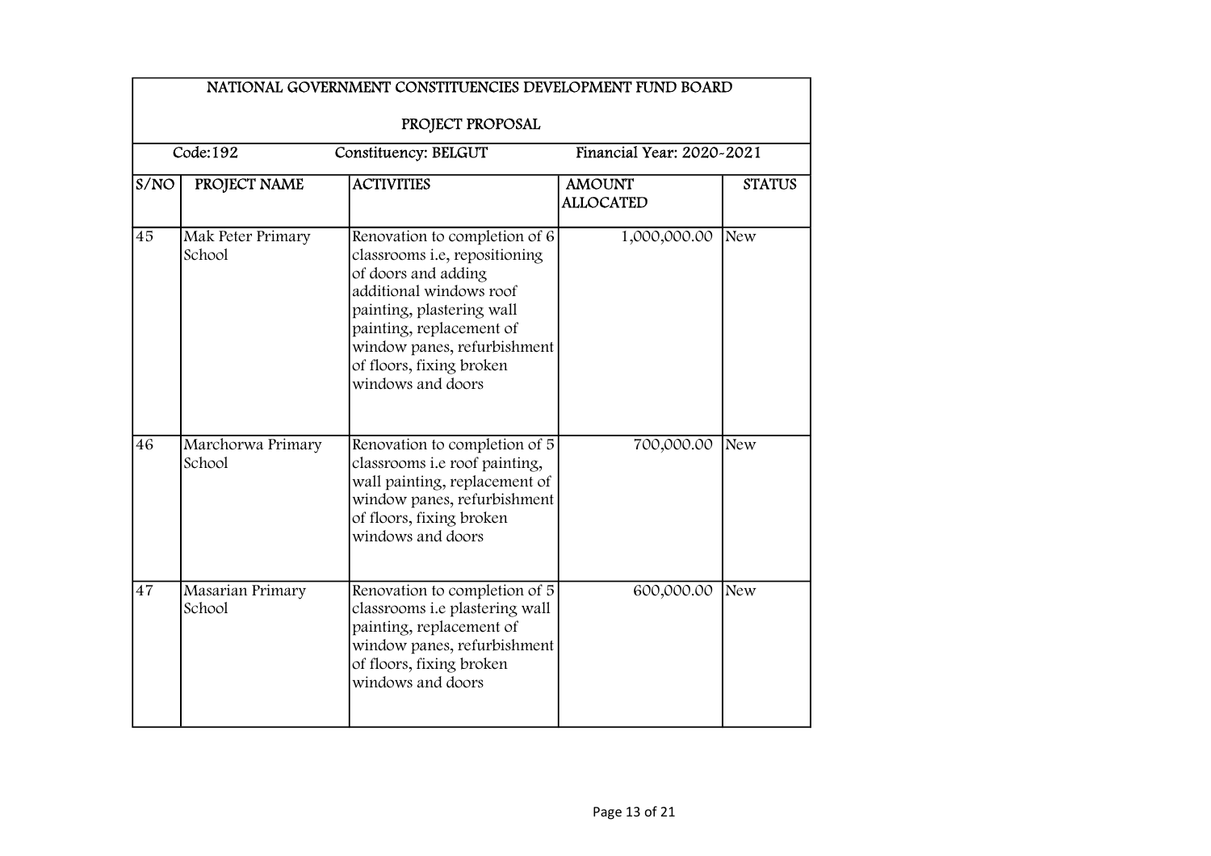| NATIONAL GOVERNMENT CONSTITUENCIES DEVELOPMENT FUND BOARD | | | | |
|---|---|---|---|---|
| PROJECT PROPOSAL | | | | |
| Code:192 | Constituency: BELGUT | | Financial Year: 2020-2021 | |
| S/NO | PROJECT NAME | ACTIVITIES | AMOUNT ALLOCATED | STATUS |
| 45 | Mak Peter Primary School | Renovation to completion of 6 classrooms i.e, repositioning of doors and adding additional windows roof painting, plastering wall painting, replacement of window panes, refurbishment of floors, fixing broken windows and doors | 1,000,000.00 | New |
| 46 | Marchorwa Primary School | Renovation to completion of 5 classrooms i.e roof painting, wall painting, replacement of window panes, refurbishment of floors, fixing broken windows and doors | 700,000.00 | New |
| 47 | Masarian Primary School | Renovation to completion of 5 classrooms i.e plastering wall painting, replacement of window panes, refurbishment of floors, fixing broken windows and doors | 600,000.00 | New |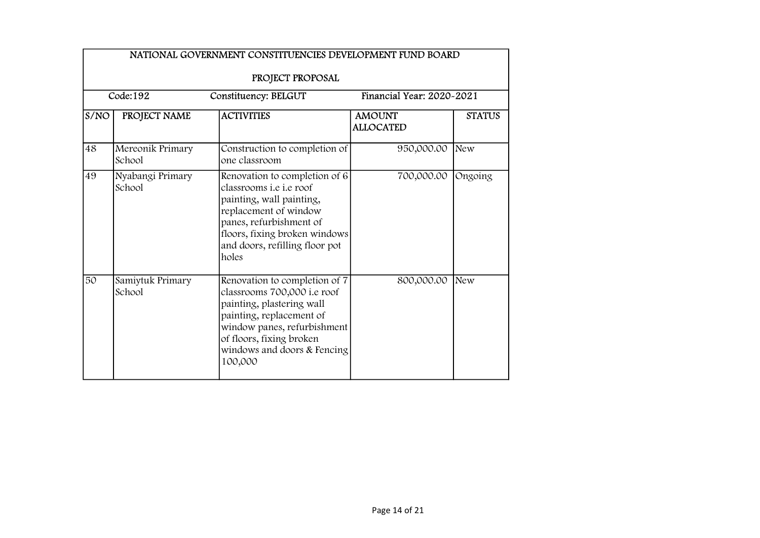| NATIONAL GOVERNMENT CONSTITUENCIES DEVELOPMENT FUND BOARD<br><br>PROJECT PROPOSAL | | | | |
|---|---|---|---|---|
| Code:192 | Constituency: BELGUT | | Financial Year: 2020-2021 | |
| S/NO | PROJECT NAME | ACTIVITIES | AMOUNT ALLOCATED | STATUS |
| 48 | Mereonik Primary School | Construction to completion of one classroom | 950,000.00 | New |
| 49 | Nyabangi Primary School | Renovation to completion of 6 classrooms i.e i.e roof painting, wall painting, replacement of window panes, refurbishment of floors, fixing broken windows and doors, refilling floor pot holes | 700,000.00 | Ongoing |
| 50 | Samiytuk Primary School | Renovation to completion of 7 classrooms 700,000 i.e roof painting, plastering wall painting, replacement of window panes, refurbishment of floors, fixing broken windows and doors & Fencing 100,000 | 800,000.00 | New |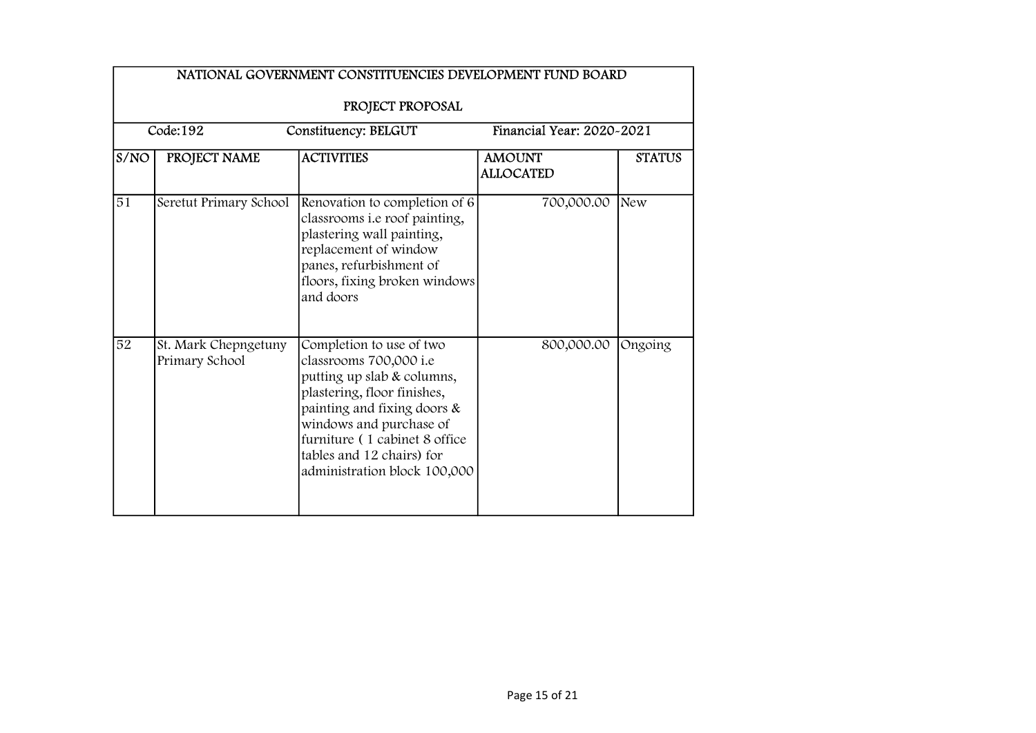| NATIONAL GOVERNMENT CONSTITUENCIES DEVELOPMENT FUND BOARD | | | | |
|---|---|---|---|---|
| PROJECT PROPOSAL | | | | |
| Code:192 | Constituency: BELGUT | | Financial Year: 2020-2021 | |
| S/NO | PROJECT NAME | ACTIVITIES | AMOUNT ALLOCATED | STATUS |
| 51 | Seretut Primary School | Renovation to completion of 6 classrooms i.e roof painting, plastering wall painting, replacement of window panes, refurbishment of floors, fixing broken windows and doors | 700,000.00 | New |
| 52 | St. Mark Chepngetuny Primary School | Completion to use of two classrooms 700,000 i.e putting up slab & columns, plastering, floor finishes, painting and fixing doors & windows and purchase of furniture ( 1 cabinet 8 office tables and 12 chairs) for administration block 100,000 | 800,000.00 | Ongoing |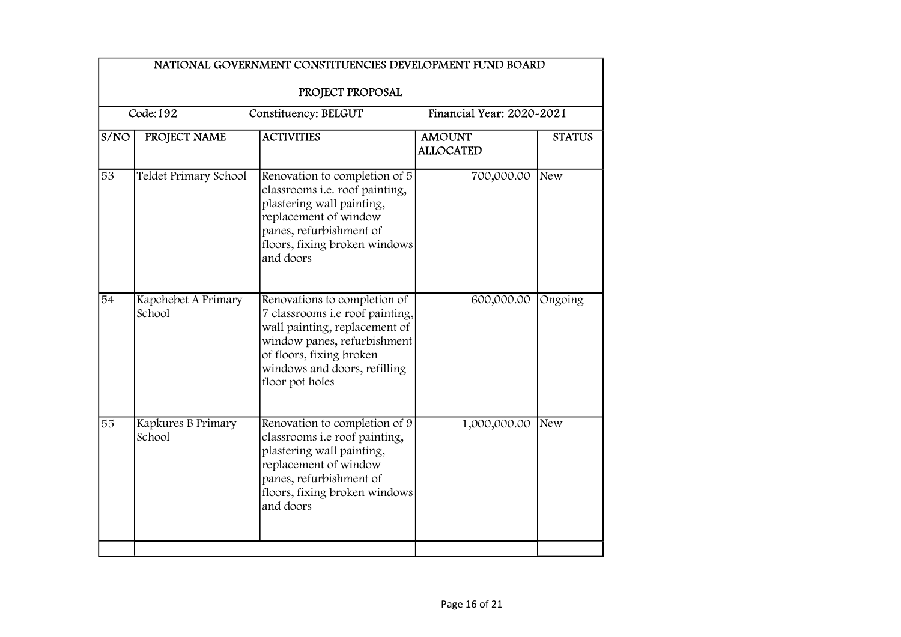NATIONAL GOVERNMENT CONSTITUENCIES DEVELOPMENT FUND BOARD

PROJECT PROPOSAL

Code:192 | Constituency: BELGUT | Financial Year: 2020-2021

| S/NO | PROJECT NAME | ACTIVITIES | AMOUNT ALLOCATED | STATUS |
|---|---|---|---|---|
| 53 | Teldet Primary School | Renovation to completion of 5 classrooms i.e. roof painting, plastering wall painting, replacement of window panes, refurbishment of floors, fixing broken windows and doors | 700,000.00 | New |
| 54 | Kapchebet A Primary School | Renovations to completion of 7 classrooms i.e roof painting, wall painting, replacement of window panes, refurbishment of floors, fixing broken windows and doors, refilling floor pot holes | 600,000.00 | Ongoing |
| 55 | Kapkures B Primary School | Renovation to completion of 9 classrooms i.e roof painting, plastering wall painting, replacement of window panes, refurbishment of floors, fixing broken windows and doors | 1,000,000.00 | New |
| | | | | |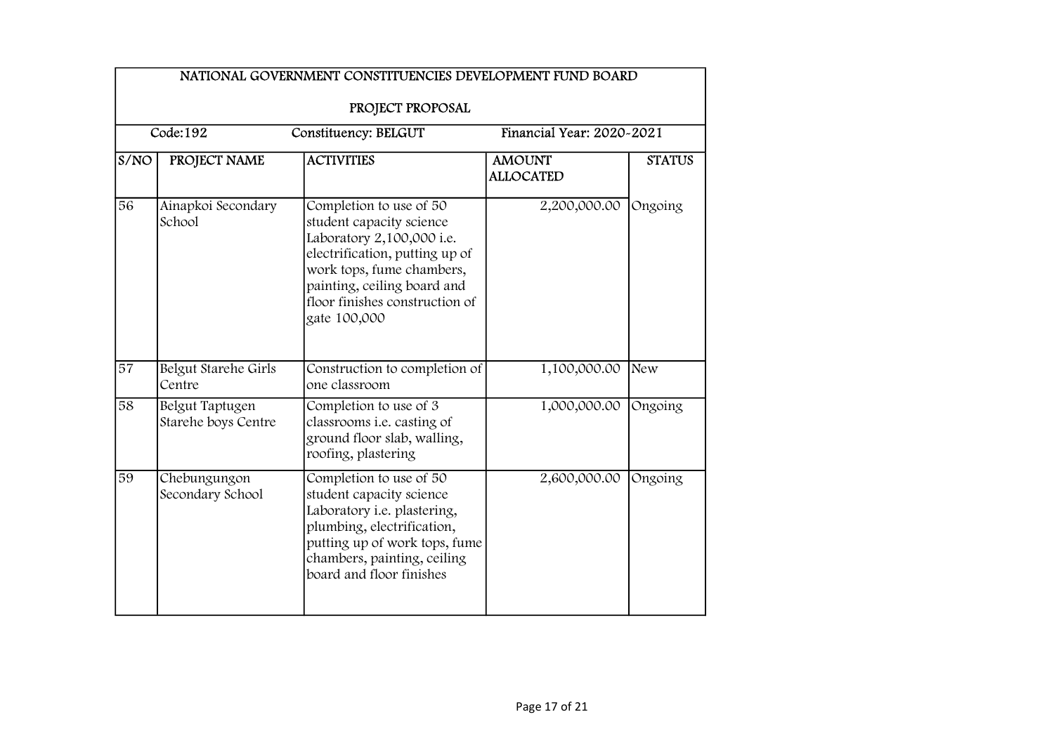| NATIONAL GOVERNMENT CONSTITUENCIES DEVELOPMENT FUND BOARD | | | | |
|---|---|---|---|---|
| PROJECT PROPOSAL | | | | |
| Code:192 | Constituency: BELGUT | | Financial Year: 2020-2021 | |
| S/NO | PROJECT NAME | ACTIVITIES | AMOUNT ALLOCATED | STATUS |
| 56 | Ainapkoi Secondary School | Completion to use of 50 student capacity science Laboratory 2,100,000 i.e. electrification, putting up of work tops, fume chambers, painting, ceiling board and floor finishes construction of gate 100,000 | 2,200,000.00 | Ongoing |
| 57 | Belgut Starehe Girls Centre | Construction to completion of one classroom | 1,100,000.00 | New |
| 58 | Belgut Taptugen Starehe boys Centre | Completion to use of 3 classrooms i.e. casting of ground floor slab, walling, roofing, plastering | 1,000,000.00 | Ongoing |
| 59 | Chebungungon Secondary School | Completion to use of 50 student capacity science Laboratory i.e. plastering, plumbing, electrification, putting up of work tops, fume chambers, painting, ceiling board and floor finishes | 2,600,000.00 | Ongoing |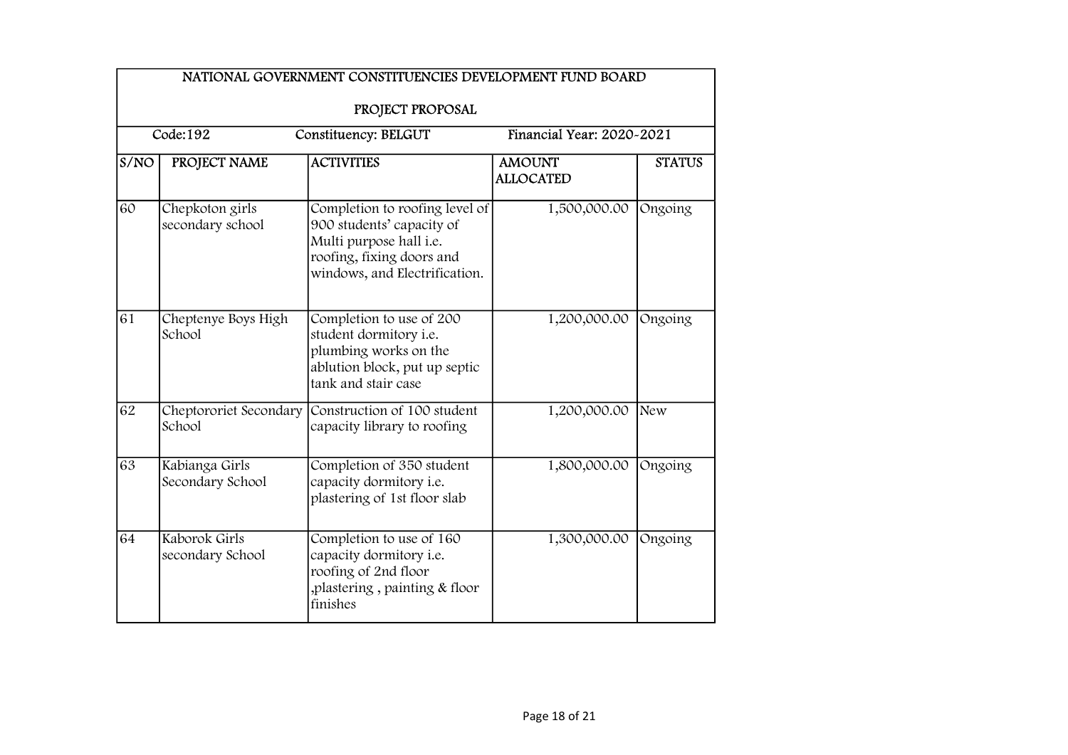| NATIONAL GOVERNMENT CONSTITUENCIES DEVELOPMENT FUND BOARD | | | | |
|---|---|---|---|---|
| PROJECT PROPOSAL | | | | |
| Code:192 | Constituency: BELGUT | | Financial Year: 2020-2021 | |
| S/NO | PROJECT NAME | ACTIVITIES | AMOUNT ALLOCATED | STATUS |
| 60 | Chepkoton girls secondary school | Completion to roofing level of 900 students' capacity of Multi purpose hall i.e. roofing, fixing doors and windows, and Electrification. | 1,500,000.00 | Ongoing |
| 61 | Cheptenye Boys High School | Completion to use of 200 student dormitory i.e. plumbing works on the ablution block, put up septic tank and stair case | 1,200,000.00 | Ongoing |
| 62 | Cheptororiet Secondary School | Construction of 100 student capacity library to roofing | 1,200,000.00 | New |
| 63 | Kabianga Girls Secondary School | Completion of 350 student capacity dormitory i.e. plastering of 1st floor slab | 1,800,000.00 | Ongoing |
| 64 | Kaborok Girls secondary School | Completion to use of 160 capacity dormitory i.e. roofing of 2nd floor ,plastering , painting & floor finishes | 1,300,000.00 | Ongoing |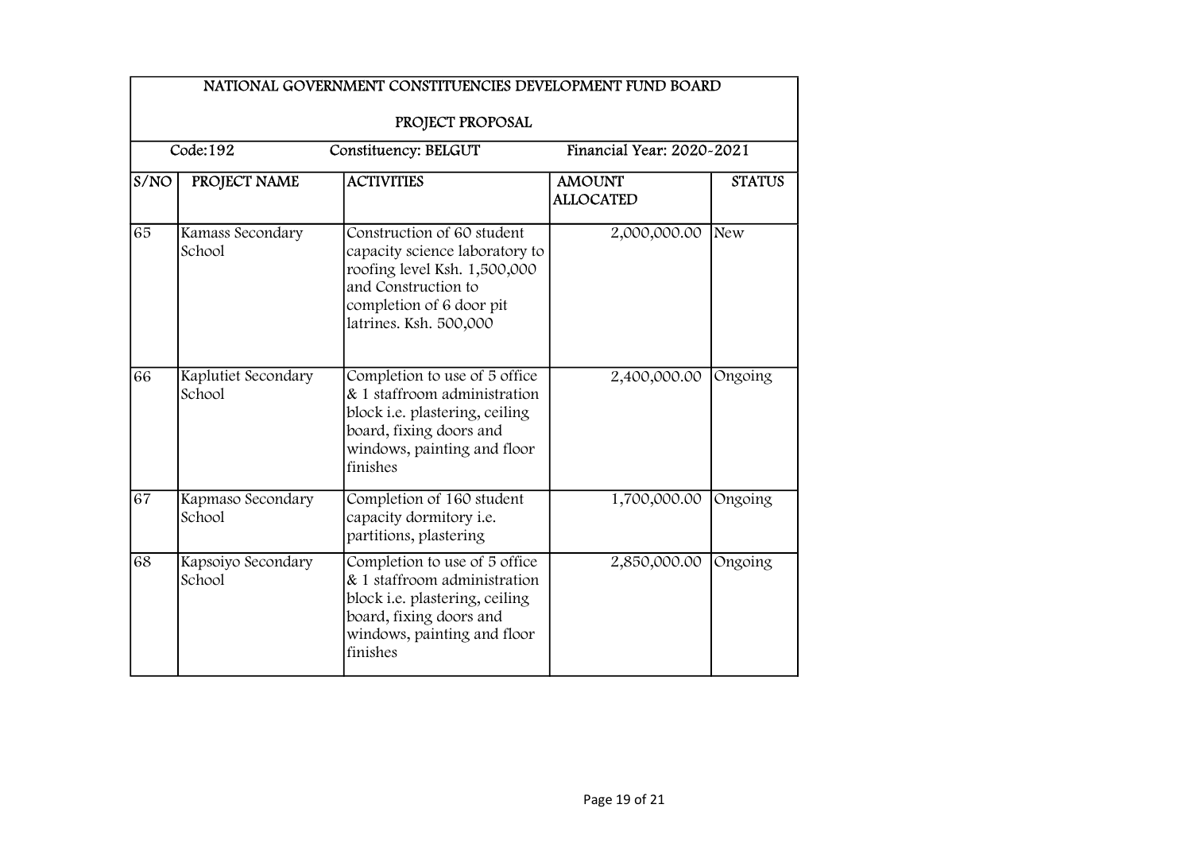| NATIONAL GOVERNMENT CONSTITUENCIES DEVELOPMENT FUND BOARD | | | | |
|---|---|---|---|---|
| PROJECT PROPOSAL | | | | |
| Code:192 | Constituency: BELGUT | | Financial Year: 2020-2021 | |
| S/NO | PROJECT NAME | ACTIVITIES | AMOUNT ALLOCATED | STATUS |
| 65 | Kamass Secondary School | Construction of 60 student capacity science laboratory to roofing level Ksh. 1,500,000 and Construction to completion of 6 door pit latrines. Ksh. 500,000 | 2,000,000.00 | New |
| 66 | Kaplutiet Secondary School | Completion to use of 5 office & 1 staffroom administration block i.e. plastering, ceiling board, fixing doors and windows, painting and floor finishes | 2,400,000.00 | Ongoing |
| 67 | Kapmaso Secondary School | Completion of 160 student capacity dormitory i.e. partitions, plastering | 1,700,000.00 | Ongoing |
| 68 | Kapsoiyo Secondary School | Completion to use of 5 office & 1 staffroom administration block i.e. plastering, ceiling board, fixing doors and windows, painting and floor finishes | 2,850,000.00 | Ongoing |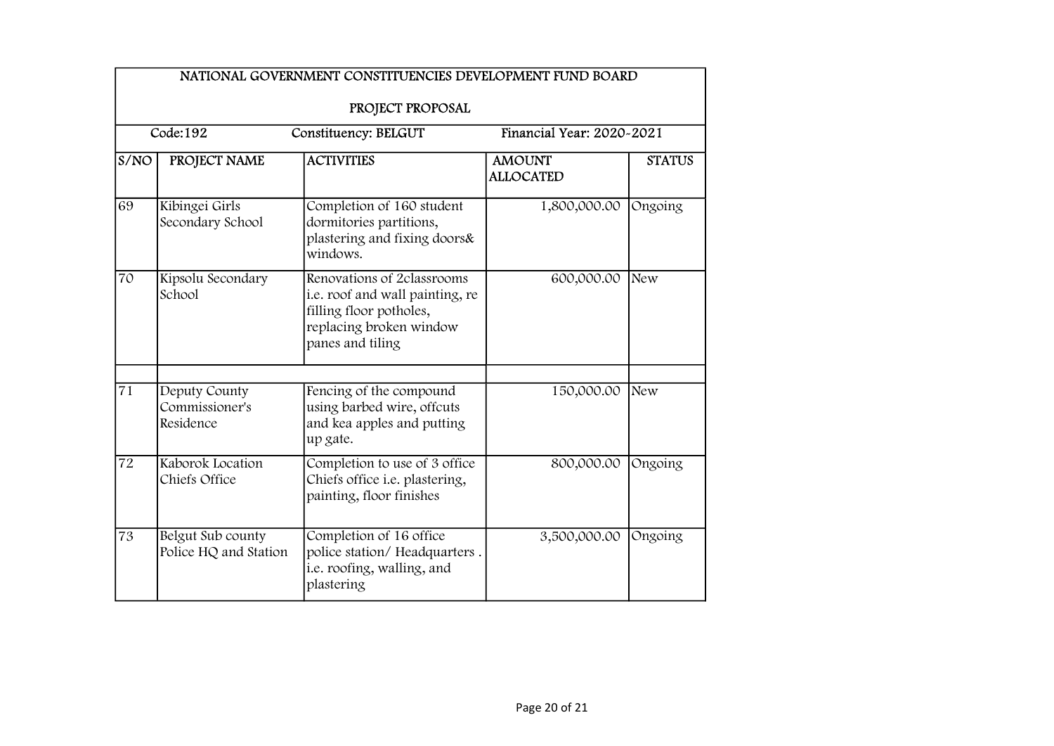NATIONAL GOVERNMENT CONSTITUENCIES DEVELOPMENT FUND BOARD

PROJECT PROPOSAL

Code:192 Constituency: BELGUT Financial Year: 2020-2021

| S/NO | PROJECT NAME | ACTIVITIES | AMOUNT ALLOCATED | STATUS |
|---|---|---|---|---|
| 69 | Kibingei Girls Secondary School | Completion of 160 student dormitories partitions, plastering and fixing doors& windows. | 1,800,000.00 | Ongoing |
| 70 | Kipsolu Secondary School | Renovations of 2classrooms i.e. roof and wall painting, re filling floor potholes, replacing broken window panes and tiling | 600,000.00 | New |
| | | | | |
| 71 | Deputy County Commissioner's Residence | Fencing of the compound using barbed wire, offcuts and kea apples and putting up gate. | 150,000.00 | New |
| 72 | Kaborok Location Chiefs Office | Completion to use of 3 office Chiefs office i.e. plastering, painting, floor finishes | 800,000.00 | Ongoing |
| 73 | Belgut Sub county Police HQ and Station | Completion of 16 office police station/ Headquarters . i.e. roofing, walling, and plastering | 3,500,000.00 | Ongoing |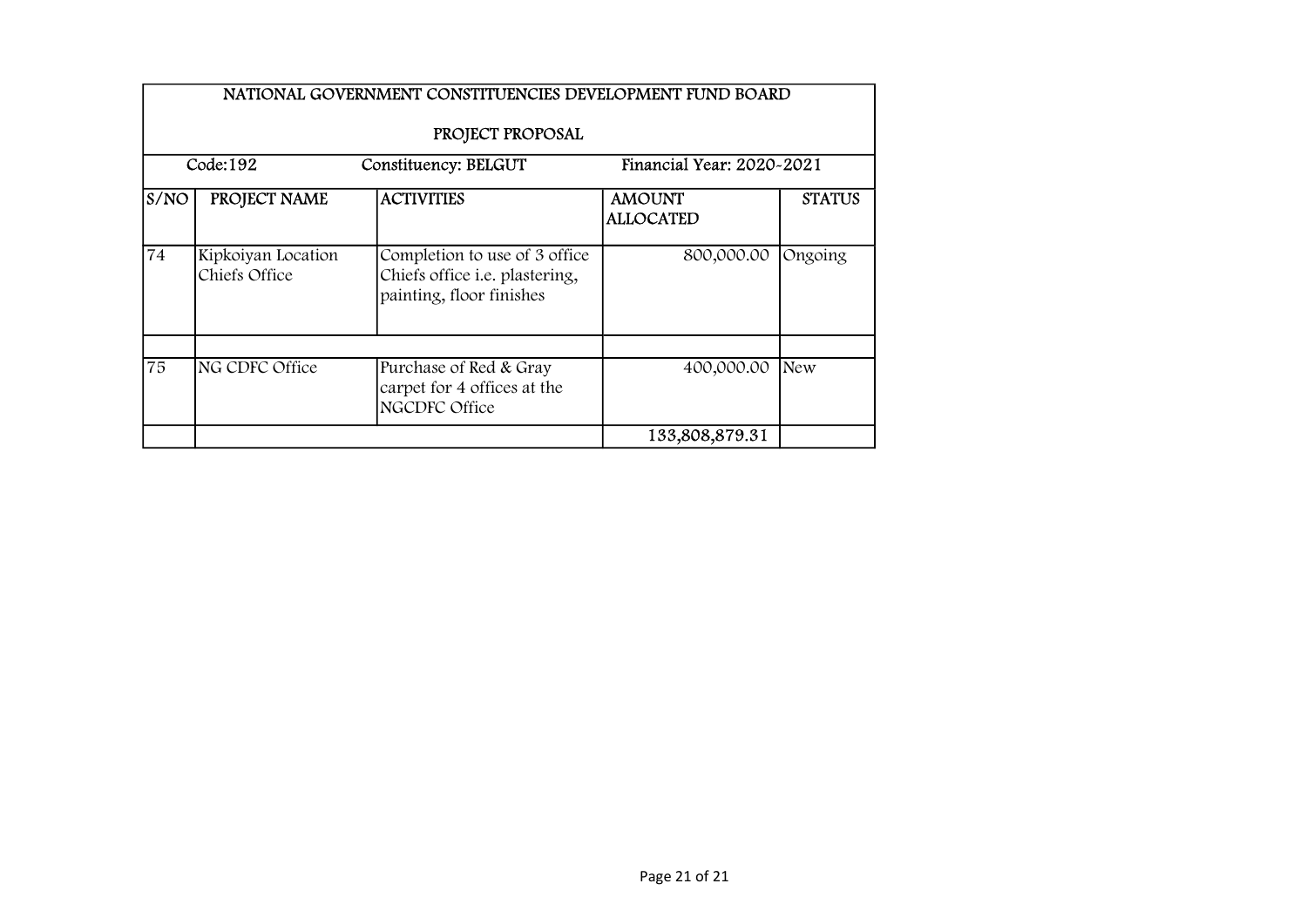NATIONAL GOVERNMENT CONSTITUENCIES DEVELOPMENT FUND BOARD

PROJECT PROPOSAL

Code:192 Constituency: BELGUT Financial Year: 2020-2021

| S/NO | PROJECT NAME | ACTIVITIES | AMOUNT ALLOCATED | STATUS |
|---|---|---|---|---|
| 74 | Kipkoiyan Location Chiefs Office | Completion to use of 3 office Chiefs office i.e. plastering, painting, floor finishes | 800,000.00 | Ongoing |
| | | | | |
| 75 | NG CDFC Office | Purchase of Red & Gray carpet for 4 offices at the NGCDFC Office | 400,000.00 | New |
| | | | 133,808,879.31 | |